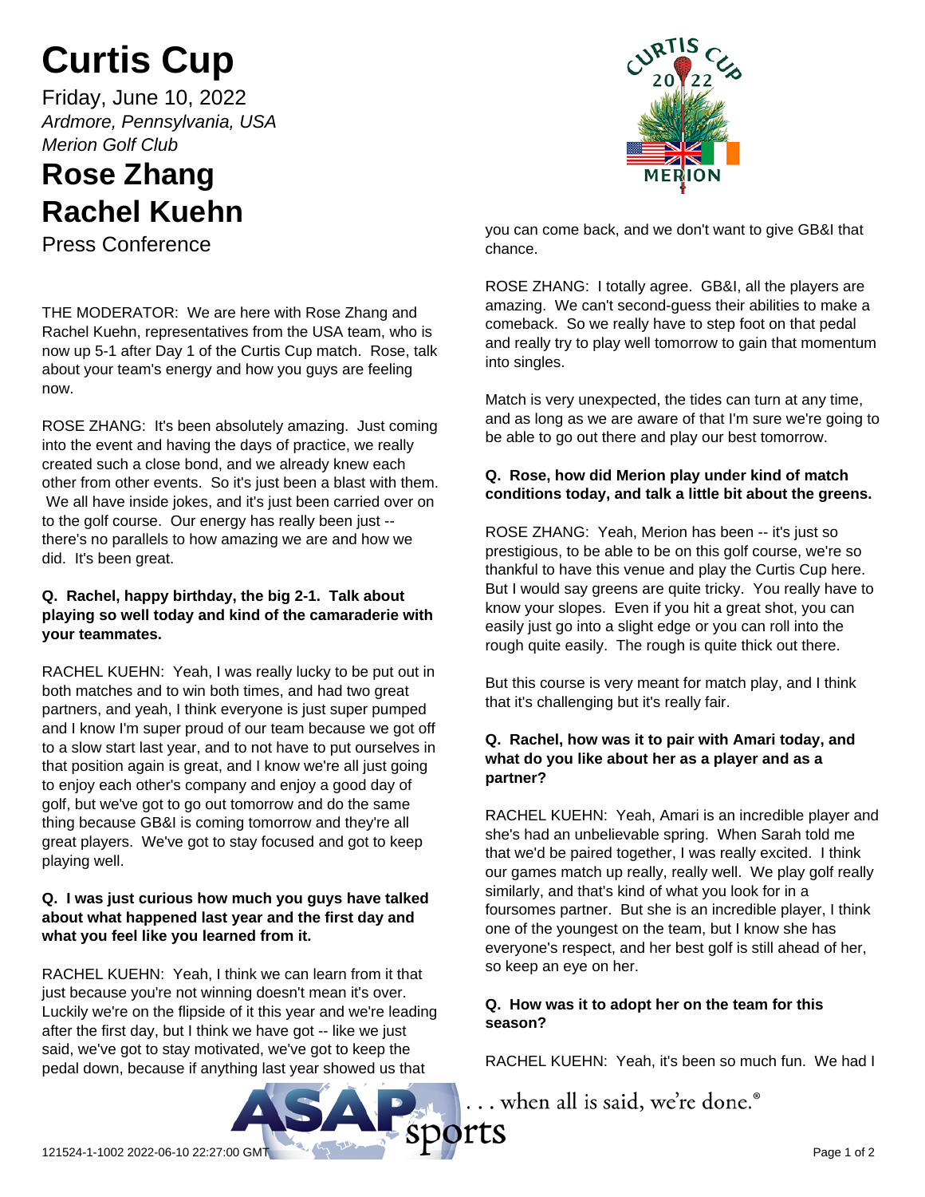# Curtis Cup

Friday, June 10, 2022

*Ardmore, Pennsylvania, USA*

*Merion Golf Club*

# Rose Zhang
# Rachel Kuehn

Press Conference

THE MODERATOR: We are here with Rose Zhang and Rachel Kuehn, representatives from the USA team, who is now up 5-1 after Day 1 of the Curtis Cup match. Rose, talk about your team's energy and how you guys are feeling now.

ROSE ZHANG: It's been absolutely amazing. Just coming into the event and having the days of practice, we really created such a close bond, and we already knew each other from other events. So it's just been a blast with them. We all have inside jokes, and it's just been carried over on to the golf course. Our energy has really been just -- there's no parallels to how amazing we are and how we did. It's been great.

**Q. Rachel, happy birthday, the big 2-1. Talk about playing so well today and kind of the camaraderie with your teammates.**

RACHEL KUEHN: Yeah, I was really lucky to be put out in both matches and to win both times, and had two great partners, and yeah, I think everyone is just super pumped and I know I'm super proud of our team because we got off to a slow start last year, and to not have to put ourselves in that position again is great, and I know we're all just going to enjoy each other's company and enjoy a good day of golf, but we've got to go out tomorrow and do the same thing because GB&I is coming tomorrow and they're all great players. We've got to stay focused and got to keep playing well.

**Q. I was just curious how much you guys have talked about what happened last year and the first day and what you feel like you learned from it.**

RACHEL KUEHN: Yeah, I think we can learn from it that just because you're not winning doesn't mean it's over. Luckily we're on the flipside of it this year and we're leading after the first day, but I think we have got -- like we just said, we've got to stay motivated, we've got to keep the pedal down, because if anything last year showed us that you can come back, and we don't want to give GB&I that chance.

ROSE ZHANG: I totally agree. GB&I, all the players are amazing. We can't second-guess their abilities to make a comeback. So we really have to step foot on that pedal and really try to play well tomorrow to gain that momentum into singles.

Match is very unexpected, the tides can turn at any time, and as long as we are aware of that I'm sure we're going to be able to go out there and play our best tomorrow.

**Q. Rose, how did Merion play under kind of match conditions today, and talk a little bit about the greens.**

ROSE ZHANG: Yeah, Merion has been -- it's just so prestigious, to be able to be on this golf course, we're so thankful to have this venue and play the Curtis Cup here. But I would say greens are quite tricky. You really have to know your slopes. Even if you hit a great shot, you can easily just go into a slight edge or you can roll into the rough quite easily. The rough is quite thick out there.

But this course is very meant for match play, and I think that it's challenging but it's really fair.

**Q. Rachel, how was it to pair with Amari today, and what do you like about her as a player and as a partner?**

RACHEL KUEHN: Yeah, Amari is an incredible player and she's had an unbelievable spring. When Sarah told me that we'd be paired together, I was really excited. I think our games match up really, really well. We play golf really similarly, and that's kind of what you look for in a foursomes partner. But she is an incredible player, I think one of the youngest on the team, but I know she has everyone's respect, and her best golf is still ahead of her, so keep an eye on her.

**Q. How was it to adopt her on the team for this season?**

RACHEL KUEHN: Yeah, it's been so much fun. We had I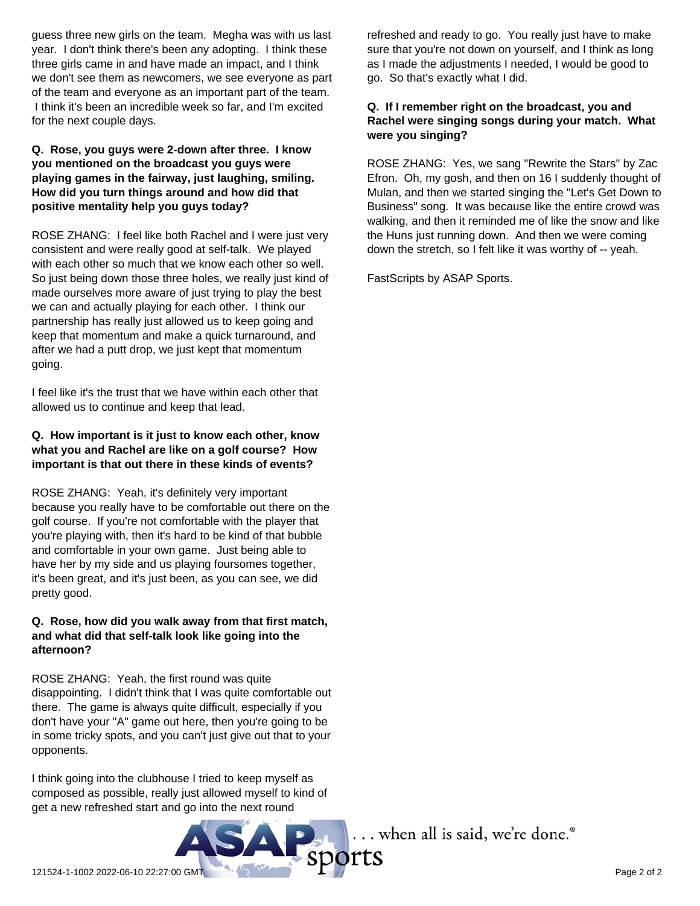guess three new girls on the team. Megha was with us last year. I don't think there's been any adopting. I think these three girls came in and have made an impact, and I think we don't see them as newcomers, we see everyone as part of the team and everyone as an important part of the team. I think it's been an incredible week so far, and I'm excited for the next couple days.

**Q. Rose, you guys were 2-down after three. I know you mentioned on the broadcast you guys were playing games in the fairway, just laughing, smiling. How did you turn things around and how did that positive mentality help you guys today?**

ROSE ZHANG: I feel like both Rachel and I were just very consistent and were really good at self-talk. We played with each other so much that we know each other so well. So just being down those three holes, we really just kind of made ourselves more aware of just trying to play the best we can and actually playing for each other. I think our partnership has really just allowed us to keep going and keep that momentum and make a quick turnaround, and after we had a putt drop, we just kept that momentum going.

I feel like it's the trust that we have within each other that allowed us to continue and keep that lead.

**Q. How important is it just to know each other, know what you and Rachel are like on a golf course? How important is that out there in these kinds of events?**

ROSE ZHANG: Yeah, it's definitely very important because you really have to be comfortable out there on the golf course. If you're not comfortable with the player that you're playing with, then it's hard to be kind of that bubble and comfortable in your own game. Just being able to have her by my side and us playing foursomes together, it's been great, and it's just been, as you can see, we did pretty good.

**Q. Rose, how did you walk away from that first match, and what did that self-talk look like going into the afternoon?**

ROSE ZHANG: Yeah, the first round was quite disappointing. I didn't think that I was quite comfortable out there. The game is always quite difficult, especially if you don't have your "A" game out here, then you're going to be in some tricky spots, and you can't just give out that to your opponents.

I think going into the clubhouse I tried to keep myself as composed as possible, really just allowed myself to kind of get a new refreshed start and go into the next round refreshed and ready to go. You really just have to make sure that you're not down on yourself, and I think as long as I made the adjustments I needed, I would be good to go. So that's exactly what I did.

**Q. If I remember right on the broadcast, you and Rachel were singing songs during your match. What were you singing?**

ROSE ZHANG: Yes, we sang "Rewrite the Stars" by Zac Efron. Oh, my gosh, and then on 16 I suddenly thought of Mulan, and then we started singing the "Let's Get Down to Business" song. It was because like the entire crowd was walking, and then it reminded me of like the snow and like the Huns just running down. And then we were coming down the stretch, so I felt like it was worthy of -- yeah.

FastScripts by ASAP Sports.